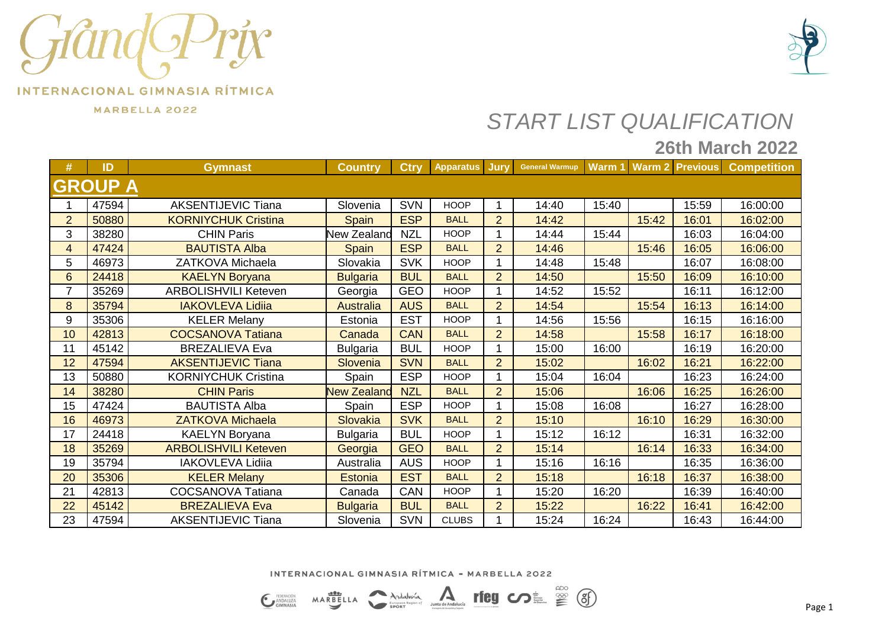# Grand Prix

INTERNACIONAL GIMNASIA RÍTMICA

MARBELLA 2022

## *START LIST QUALIFICATION*

### 26th March 2022

| # | ID | Gymnast | Country | Ctry | Apparatus | Jury | General Warmup | Warm 1 | Warm 2 | Previous | Competition |
|---|---|---|---|---|---|---|---|---|---|---|---|
| **GROUP A** | | | | | | | | | | | |
| 1 | 47594 | AKSENTIJEVIC Tiana | Slovenia | SVN | HOOP | 1 | 14:40 | 15:40 | | 15:59 | 16:00:00 |
| 2 | 50880 | KORNIYCHUK Cristina | Spain | ESP | BALL | 2 | 14:42 | | 15:42 | 16:01 | 16:02:00 |
| 3 | 38280 | CHIN Paris | New Zealand | NZL | HOOP | 1 | 14:44 | 15:44 | | 16:03 | 16:04:00 |
| 4 | 47424 | BAUTISTA Alba | Spain | ESP | BALL | 2 | 14:46 | | 15:46 | 16:05 | 16:06:00 |
| 5 | 46973 | ZATKOVA Michaela | Slovakia | SVK | HOOP | 1 | 14:48 | 15:48 | | 16:07 | 16:08:00 |
| 6 | 24418 | KAELYN Boryana | Bulgaria | BUL | BALL | 2 | 14:50 | | 15:50 | 16:09 | 16:10:00 |
| 7 | 35269 | ARBOLISHVILI Keteven | Georgia | GEO | HOOP | 1 | 14:52 | 15:52 | | 16:11 | 16:12:00 |
| 8 | 35794 | IAKOVLEVA Lidiia | Australia | AUS | BALL | 2 | 14:54 | | 15:54 | 16:13 | 16:14:00 |
| 9 | 35306 | KELER Melany | Estonia | EST | HOOP | 1 | 14:56 | 15:56 | | 16:15 | 16:16:00 |
| 10 | 42813 | COCSANOVA Tatiana | Canada | CAN | BALL | 2 | 14:58 | | 15:58 | 16:17 | 16:18:00 |
| 11 | 45142 | BREZALIEVA Eva | Bulgaria | BUL | HOOP | 1 | 15:00 | 16:00 | | 16:19 | 16:20:00 |
| 12 | 47594 | AKSENTIJEVIC Tiana | Slovenia | SVN | BALL | 2 | 15:02 | | 16:02 | 16:21 | 16:22:00 |
| 13 | 50880 | KORNIYCHUK Cristina | Spain | ESP | HOOP | 1 | 15:04 | 16:04 | | 16:23 | 16:24:00 |
| 14 | 38280 | CHIN Paris | New Zealand | NZL | BALL | 2 | 15:06 | | 16:06 | 16:25 | 16:26:00 |
| 15 | 47424 | BAUTISTA Alba | Spain | ESP | HOOP | 1 | 15:08 | 16:08 | | 16:27 | 16:28:00 |
| 16 | 46973 | ZATKOVA Michaela | Slovakia | SVK | BALL | 2 | 15:10 | | 16:10 | 16:29 | 16:30:00 |
| 17 | 24418 | KAELYN Boryana | Bulgaria | BUL | HOOP | 1 | 15:12 | 16:12 | | 16:31 | 16:32:00 |
| 18 | 35269 | ARBOLISHVILI Keteven | Georgia | GEO | BALL | 2 | 15:14 | | 16:14 | 16:33 | 16:34:00 |
| 19 | 35794 | IAKOVLEVA Lidiia | Australia | AUS | HOOP | 1 | 15:16 | 16:16 | | 16:35 | 16:36:00 |
| 20 | 35306 | KELER Melany | Estonia | EST | BALL | 2 | 15:18 | | 16:18 | 16:37 | 16:38:00 |
| 21 | 42813 | COCSANOVA Tatiana | Canada | CAN | HOOP | 1 | 15:20 | 16:20 | | 16:39 | 16:40:00 |
| 22 | 45142 | BREZALIEVA Eva | Bulgaria | BUL | BALL | 2 | 15:22 | | 16:22 | 16:41 | 16:42:00 |
| 23 | 47594 | AKSENTIJEVIC Tiana | Slovenia | SVN | CLUBS | 1 | 15:24 | 16:24 | | 16:43 | 16:44:00 |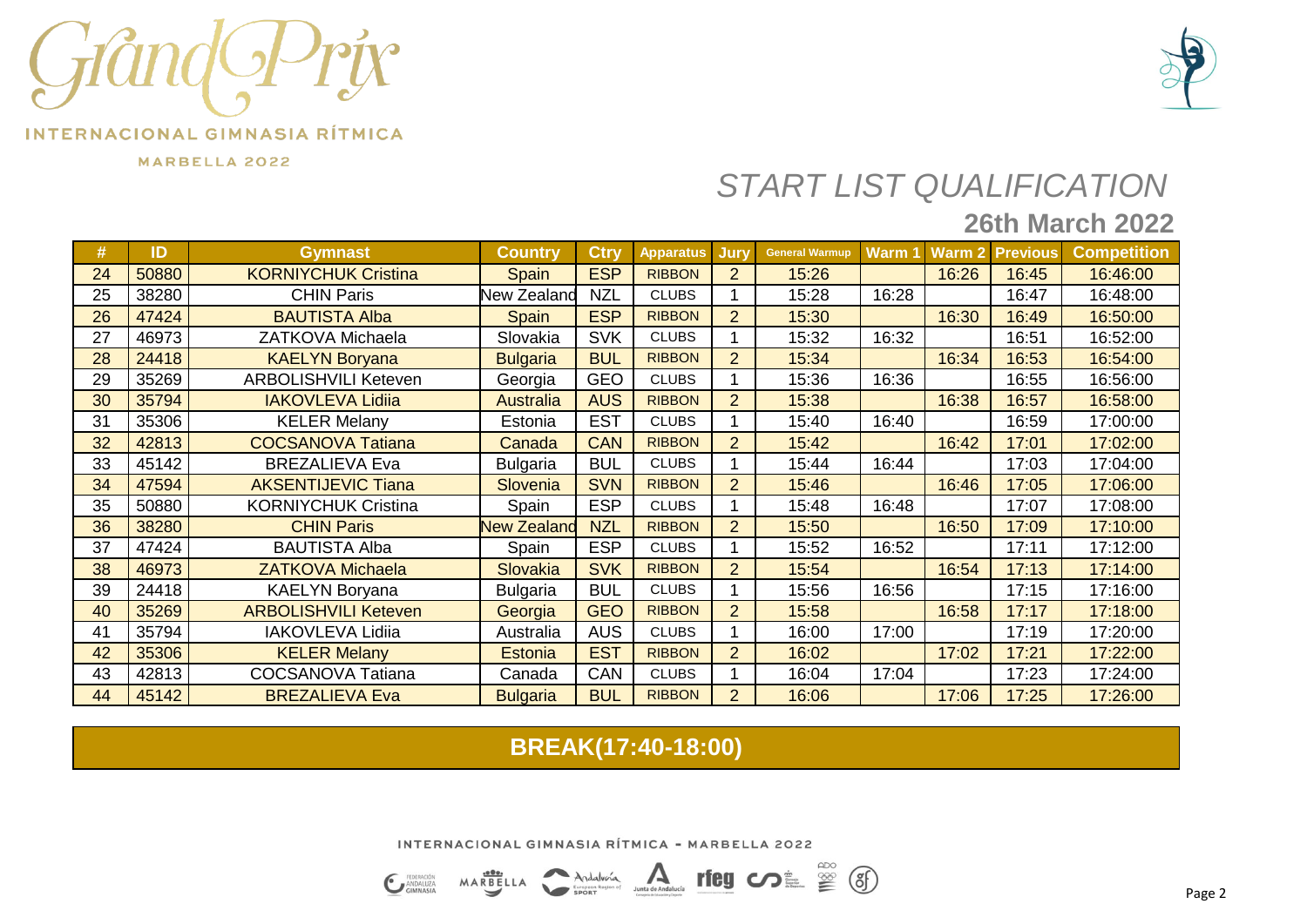Grand Prix

INTERNACIONAL GIMNASIA RÍTMICA

MARBELLA 2022

## *START LIST QUALIFICATION*

### 26th March 2022

| # | ID | Gymnast | Country | Ctry | Apparatus | Jury | General Warmup | Warm 1 | Warm 2 | Previous | Competition |
|---|---|---|---|---|---|---|---|---|---|---|---|
| 24 | 50880 | KORNIYCHUK Cristina | Spain | ESP | RIBBON | 2 | 15:26 | | 16:26 | 16:45 | 16:46:00 |
| 25 | 38280 | CHIN Paris | New Zealand | NZL | CLUBS | 1 | 15:28 | 16:28 | | 16:47 | 16:48:00 |
| 26 | 47424 | BAUTISTA Alba | Spain | ESP | RIBBON | 2 | 15:30 | | 16:30 | 16:49 | 16:50:00 |
| 27 | 46973 | ZATKOVA Michaela | Slovakia | SVK | CLUBS | 1 | 15:32 | 16:32 | | 16:51 | 16:52:00 |
| 28 | 24418 | KAELYN Boryana | Bulgaria | BUL | RIBBON | 2 | 15:34 | | 16:34 | 16:53 | 16:54:00 |
| 29 | 35269 | ARBOLISHVILI Keteven | Georgia | GEO | CLUBS | 1 | 15:36 | 16:36 | | 16:55 | 16:56:00 |
| 30 | 35794 | IAKOVLEVA Lidiia | Australia | AUS | RIBBON | 2 | 15:38 | | 16:38 | 16:57 | 16:58:00 |
| 31 | 35306 | KELER Melany | Estonia | EST | CLUBS | 1 | 15:40 | 16:40 | | 16:59 | 17:00:00 |
| 32 | 42813 | COCSANOVA Tatiana | Canada | CAN | RIBBON | 2 | 15:42 | | 16:42 | 17:01 | 17:02:00 |
| 33 | 45142 | BREZALIEVA Eva | Bulgaria | BUL | CLUBS | 1 | 15:44 | 16:44 | | 17:03 | 17:04:00 |
| 34 | 47594 | AKSENTIJEVIC Tiana | Slovenia | SVN | RIBBON | 2 | 15:46 | | 16:46 | 17:05 | 17:06:00 |
| 35 | 50880 | KORNIYCHUK Cristina | Spain | ESP | CLUBS | 1 | 15:48 | 16:48 | | 17:07 | 17:08:00 |
| 36 | 38280 | CHIN Paris | New Zealand | NZL | RIBBON | 2 | 15:50 | | 16:50 | 17:09 | 17:10:00 |
| 37 | 47424 | BAUTISTA Alba | Spain | ESP | CLUBS | 1 | 15:52 | 16:52 | | 17:11 | 17:12:00 |
| 38 | 46973 | ZATKOVA Michaela | Slovakia | SVK | RIBBON | 2 | 15:54 | | 16:54 | 17:13 | 17:14:00 |
| 39 | 24418 | KAELYN Boryana | Bulgaria | BUL | CLUBS | 1 | 15:56 | 16:56 | | 17:15 | 17:16:00 |
| 40 | 35269 | ARBOLISHVILI Keteven | Georgia | GEO | RIBBON | 2 | 15:58 | | 16:58 | 17:17 | 17:18:00 |
| 41 | 35794 | IAKOVLEVA Lidiia | Australia | AUS | CLUBS | 1 | 16:00 | 17:00 | | 17:19 | 17:20:00 |
| 42 | 35306 | KELER Melany | Estonia | EST | RIBBON | 2 | 16:02 | | 17:02 | 17:21 | 17:22:00 |
| 43 | 42813 | COCSANOVA Tatiana | Canada | CAN | CLUBS | 1 | 16:04 | 17:04 | | 17:23 | 17:24:00 |
| 44 | 45142 | BREZALIEVA Eva | Bulgaria | BUL | RIBBON | 2 | 16:06 | | 17:06 | 17:25 | 17:26:00 |

**BREAK(17:40-18:00)**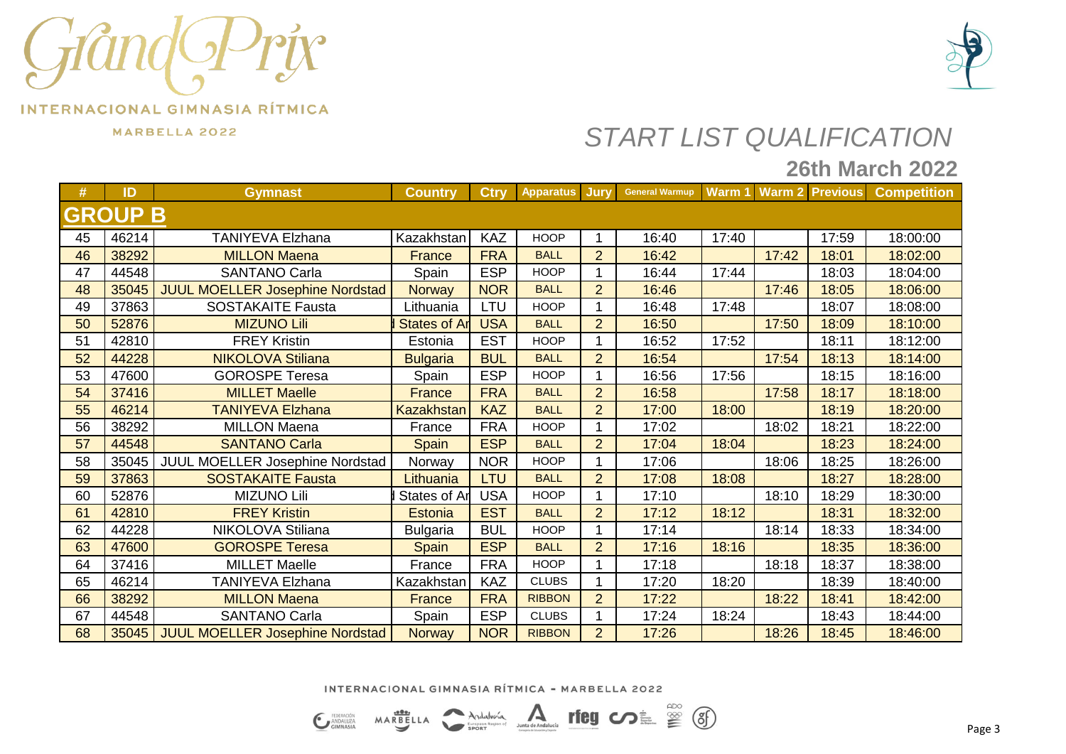Grand Prix

INTERNACIONAL GIMNASIA RÍTMICA

MARBELLA 2022

# *START LIST QUALIFICATION*

## 26th March 2022

| # | ID | Gymnast | Country | Ctry | Apparatus | Jury | General Warmup | Warm 1 | Warm 2 | Previous | Competition |
|---|---|---|---|---|---|---|---|---|---|---|---|
| **GROUP B** | | | | | | | | | | | |
| 45 | 46214 | TANIYEVA Elzhana | Kazakhstan | KAZ | HOOP | 1 | 16:40 | 17:40 | | 17:59 | 18:00:00 |
| 46 | 38292 | MILLON Maena | France | FRA | BALL | 2 | 16:42 | | 17:42 | 18:01 | 18:02:00 |
| 47 | 44548 | SANTANO Carla | Spain | ESP | HOOP | 1 | 16:44 | 17:44 | | 18:03 | 18:04:00 |
| 48 | 35045 | JUUL MOELLER Josephine Nordstad | Norway | NOR | BALL | 2 | 16:46 | | 17:46 | 18:05 | 18:06:00 |
| 49 | 37863 | SOSTAKAITE Fausta | Lithuania | LTU | HOOP | 1 | 16:48 | 17:48 | | 18:07 | 18:08:00 |
| 50 | 52876 | MIZUNO Lili | States of Ar | USA | BALL | 2 | 16:50 | | 17:50 | 18:09 | 18:10:00 |
| 51 | 42810 | FREY Kristin | Estonia | EST | HOOP | 1 | 16:52 | 17:52 | | 18:11 | 18:12:00 |
| 52 | 44228 | NIKOLOVA Stiliana | Bulgaria | BUL | BALL | 2 | 16:54 | | 17:54 | 18:13 | 18:14:00 |
| 53 | 47600 | GOROSPE Teresa | Spain | ESP | HOOP | 1 | 16:56 | 17:56 | | 18:15 | 18:16:00 |
| 54 | 37416 | MILLET Maelle | France | FRA | BALL | 2 | 16:58 | | 17:58 | 18:17 | 18:18:00 |
| 55 | 46214 | TANIYEVA Elzhana | Kazakhstan | KAZ | BALL | 2 | 17:00 | 18:00 | | 18:19 | 18:20:00 |
| 56 | 38292 | MILLON Maena | France | FRA | HOOP | 1 | 17:02 | | 18:02 | 18:21 | 18:22:00 |
| 57 | 44548 | SANTANO Carla | Spain | ESP | BALL | 2 | 17:04 | 18:04 | | 18:23 | 18:24:00 |
| 58 | 35045 | JUUL MOELLER Josephine Nordstad | Norway | NOR | HOOP | 1 | 17:06 | | 18:06 | 18:25 | 18:26:00 |
| 59 | 37863 | SOSTAKAITE Fausta | Lithuania | LTU | BALL | 2 | 17:08 | 18:08 | | 18:27 | 18:28:00 |
| 60 | 52876 | MIZUNO Lili | States of Ar | USA | HOOP | 1 | 17:10 | | 18:10 | 18:29 | 18:30:00 |
| 61 | 42810 | FREY Kristin | Estonia | EST | BALL | 2 | 17:12 | 18:12 | | 18:31 | 18:32:00 |
| 62 | 44228 | NIKOLOVA Stiliana | Bulgaria | BUL | HOOP | 1 | 17:14 | | 18:14 | 18:33 | 18:34:00 |
| 63 | 47600 | GOROSPE Teresa | Spain | ESP | BALL | 2 | 17:16 | 18:16 | | 18:35 | 18:36:00 |
| 64 | 37416 | MILLET Maelle | France | FRA | HOOP | 1 | 17:18 | | 18:18 | 18:37 | 18:38:00 |
| 65 | 46214 | TANIYEVA Elzhana | Kazakhstan | KAZ | CLUBS | 1 | 17:20 | 18:20 | | 18:39 | 18:40:00 |
| 66 | 38292 | MILLON Maena | France | FRA | RIBBON | 2 | 17:22 | | 18:22 | 18:41 | 18:42:00 |
| 67 | 44548 | SANTANO Carla | Spain | ESP | CLUBS | 1 | 17:24 | 18:24 | | 18:43 | 18:44:00 |
| 68 | 35045 | JUUL MOELLER Josephine Nordstad | Norway | NOR | RIBBON | 2 | 17:26 | | 18:26 | 18:45 | 18:46:00 |

INTERNACIONAL GIMNASIA RÍTMICA - MARBELLA 2022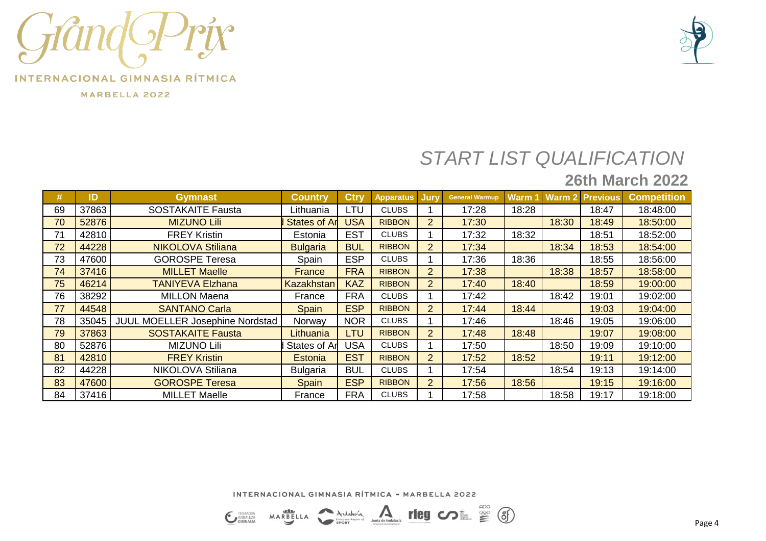Grand Prix

INTERNACIONAL GIMNASIA RÍTMICA

MARBELLA 2022

## *START LIST QUALIFICATION*

### 26th March 2022

| # | ID | Gymnast | Country | Ctry | Apparatus | Jury | General Warmup | Warm 1 | Warm 2 | Previous | Competition |
|---|---|---|---|---|---|---|---|---|---|---|---|
| 69 | 37863 | SOSTAKAITE Fausta | Lithuania | LTU | CLUBS | 1 | 17:28 | 18:28 | | 18:47 | 18:48:00 |
| 70 | 52876 | MIZUNO Lili | States of Ar | USA | RIBBON | 2 | 17:30 | | 18:30 | 18:49 | 18:50:00 |
| 71 | 42810 | FREY Kristin | Estonia | EST | CLUBS | 1 | 17:32 | 18:32 | | 18:51 | 18:52:00 |
| 72 | 44228 | NIKOLOVA Stiliana | Bulgaria | BUL | RIBBON | 2 | 17:34 | | 18:34 | 18:53 | 18:54:00 |
| 73 | 47600 | GOROSPE Teresa | Spain | ESP | CLUBS | 1 | 17:36 | 18:36 | | 18:55 | 18:56:00 |
| 74 | 37416 | MILLET Maelle | France | FRA | RIBBON | 2 | 17:38 | | 18:38 | 18:57 | 18:58:00 |
| 75 | 46214 | TANIYEVA Elzhana | Kazakhstan | KAZ | RIBBON | 2 | 17:40 | 18:40 | | 18:59 | 19:00:00 |
| 76 | 38292 | MILLON Maena | France | FRA | CLUBS | 1 | 17:42 | | 18:42 | 19:01 | 19:02:00 |
| 77 | 44548 | SANTANO Carla | Spain | ESP | RIBBON | 2 | 17:44 | 18:44 | | 19:03 | 19:04:00 |
| 78 | 35045 | JUUL MOELLER Josephine Nordstad | Norway | NOR | CLUBS | 1 | 17:46 | | 18:46 | 19:05 | 19:06:00 |
| 79 | 37863 | SOSTAKAITE Fausta | Lithuania | LTU | RIBBON | 2 | 17:48 | 18:48 | | 19:07 | 19:08:00 |
| 80 | 52876 | MIZUNO Lili | States of Ar | USA | CLUBS | 1 | 17:50 | | 18:50 | 19:09 | 19:10:00 |
| 81 | 42810 | FREY Kristin | Estonia | EST | RIBBON | 2 | 17:52 | 18:52 | | 19:11 | 19:12:00 |
| 82 | 44228 | NIKOLOVA Stiliana | Bulgaria | BUL | CLUBS | 1 | 17:54 | | 18:54 | 19:13 | 19:14:00 |
| 83 | 47600 | GOROSPE Teresa | Spain | ESP | RIBBON | 2 | 17:56 | 18:56 | | 19:15 | 19:16:00 |
| 84 | 37416 | MILLET Maelle | France | FRA | CLUBS | 1 | 17:58 | | 18:58 | 19:17 | 19:18:00 |